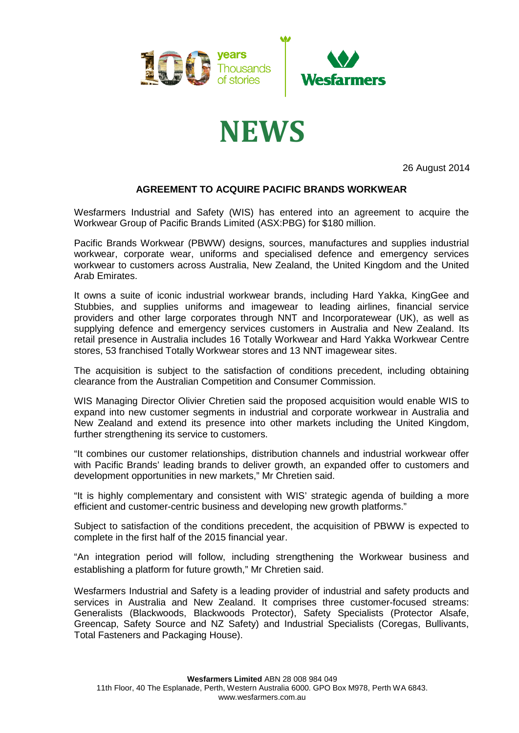# NEWS

26 August 2014

## AGREEMENT TO ACQUIRE PACIFIC BRANDS WORKWEAR

Wesfarmers Industrial and Safety (WIS) has entered into an agreement to acquire the Workwear Group of Pacific Brands Limited (ASX:PBG) for $180 million.

Pacific Brands Workwear (PBWW) designs, sources, manufactures and supplies industrial workwear, corporate wear, uniforms and specialised defence and emergency services workwear to customers across Australia, New Zealand, the United Kingdom and the United Arab Emirates.

It owns a suite of iconic industrial workwear brands, including Hard Yakka, KingGee and Stubbies, and supplies uniforms and imagewear to leading airlines, financial service providers and other large corporates through NNT and Incorporatewear (UK), as well as supplying defence and emergency services customers in Australia and New Zealand. Its retail presence in Australia includes 16 Totally Workwear and Hard Yakka Workwear Centre stores, 53 franchised Totally Workwear stores and 13 NNT imagewear sites.

The acquisition is subject to the satisfaction of conditions precedent, including obtaining clearance from the Australian Competition and Consumer Commission.

WIS Managing Director Olivier Chretien said the proposed acquisition would enable WIS to expand into new customer segments in industrial and corporate workwear in Australia and New Zealand and extend its presence into other markets including the United Kingdom, further strengthening its service to customers.

"It combines our customer relationships, distribution channels and industrial workwear offer with Pacific Brands' leading brands to deliver growth, an expanded offer to customers and development opportunities in new markets," Mr Chretien said.

"It is highly complementary and consistent with WIS' strategic agenda of building a more efficient and customer-centric business and developing new growth platforms."

Subject to satisfaction of the conditions precedent, the acquisition of PBWW is expected to complete in the first half of the 2015 financial year.

"An integration period will follow, including strengthening the Workwear business and establishing a platform for future growth," Mr Chretien said.

Wesfarmers Industrial and Safety is a leading provider of industrial and safety products and services in Australia and New Zealand. It comprises three customer-focused streams: Generalists (Blackwoods, Blackwoods Protector), Safety Specialists (Protector Alsafe, Greencap, Safety Source and NZ Safety) and Industrial Specialists (Coregas, Bullivants, Total Fasteners and Packaging House).

**Wesfarmers Limited** ABN 28 008 984 049
11th Floor, 40 The Esplanade, Perth, Western Australia 6000. GPO Box M978, Perth WA 6843.
www.wesfarmers.com.au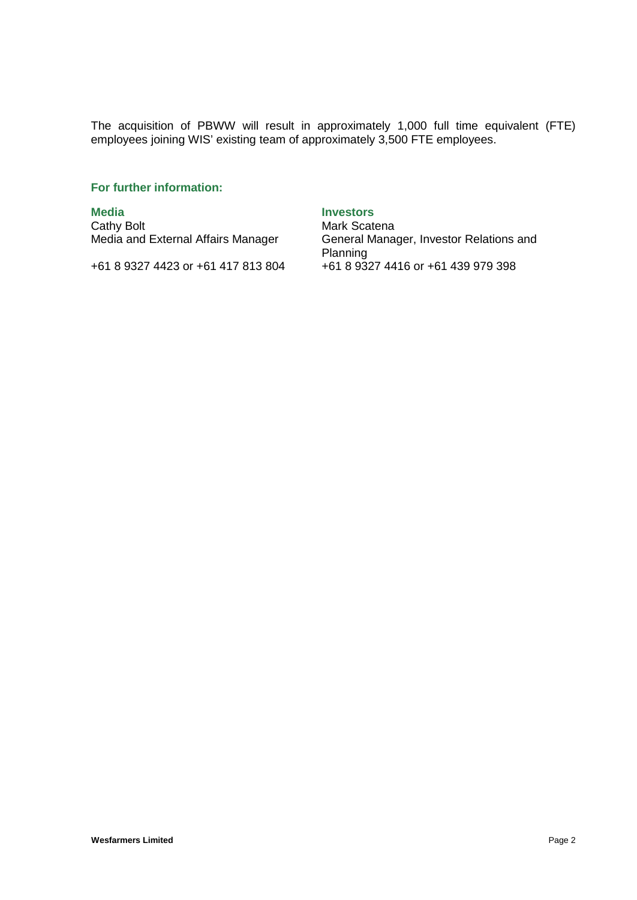The acquisition of PBWW will result in approximately 1,000 full time equivalent (FTE) employees joining WIS' existing team of approximately 3,500 FTE employees.

**For further information:**

**Media**
Cathy Bolt
Media and External Affairs Manager
+61 8 9327 4423 or +61 417 813 804

**Investors**
Mark Scatena
General Manager, Investor Relations and Planning
+61 8 9327 4416 or +61 439 979 398